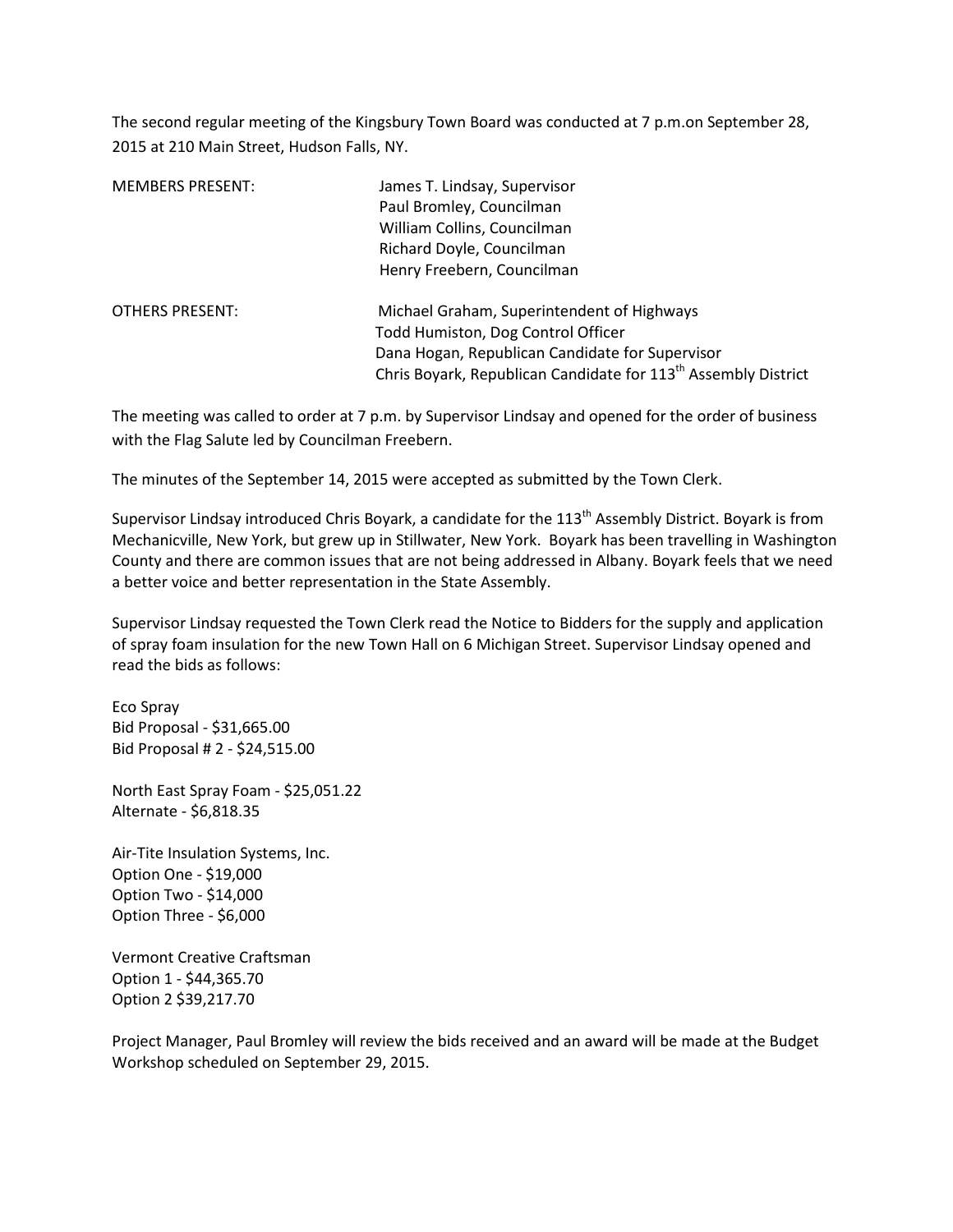The second regular meeting of the Kingsbury Town Board was conducted at 7 p.m.on September 28, 2015 at 210 Main Street, Hudson Falls, NY.

| | |
|---|---|
| MEMBERS PRESENT: | James T. Lindsay, Supervisor<br>Paul Bromley, Councilman<br>William Collins, Councilman<br>Richard Doyle, Councilman<br>Henry Freebern, Councilman |
| OTHERS PRESENT: | Michael Graham, Superintendent of Highways<br>Todd Humiston, Dog Control Officer<br>Dana Hogan, Republican Candidate for Supervisor<br>Chris Boyark, Republican Candidate for 113th Assembly District |

The meeting was called to order at 7 p.m. by Supervisor Lindsay and opened for the order of business with the Flag Salute led by Councilman Freebern.

The minutes of the September 14, 2015 were accepted as submitted by the Town Clerk.

Supervisor Lindsay introduced Chris Boyark, a candidate for the 113th Assembly District. Boyark is from Mechanicville, New York, but grew up in Stillwater, New York. Boyark has been travelling in Washington County and there are common issues that are not being addressed in Albany. Boyark feels that we need a better voice and better representation in the State Assembly.

Supervisor Lindsay requested the Town Clerk read the Notice to Bidders for the supply and application of spray foam insulation for the new Town Hall on 6 Michigan Street. Supervisor Lindsay opened and read the bids as follows:

Eco Spray
Bid Proposal - $31,665.00
Bid Proposal # 2 - $24,515.00

North East Spray Foam - $25,051.22
Alternate - $6,818.35

Air-Tite Insulation Systems, Inc.
Option One - $19,000
Option Two - $14,000
Option Three - $6,000

Vermont Creative Craftsman
Option 1 - $44,365.70
Option 2 $39,217.70

Project Manager, Paul Bromley will review the bids received and an award will be made at the Budget Workshop scheduled on September 29, 2015.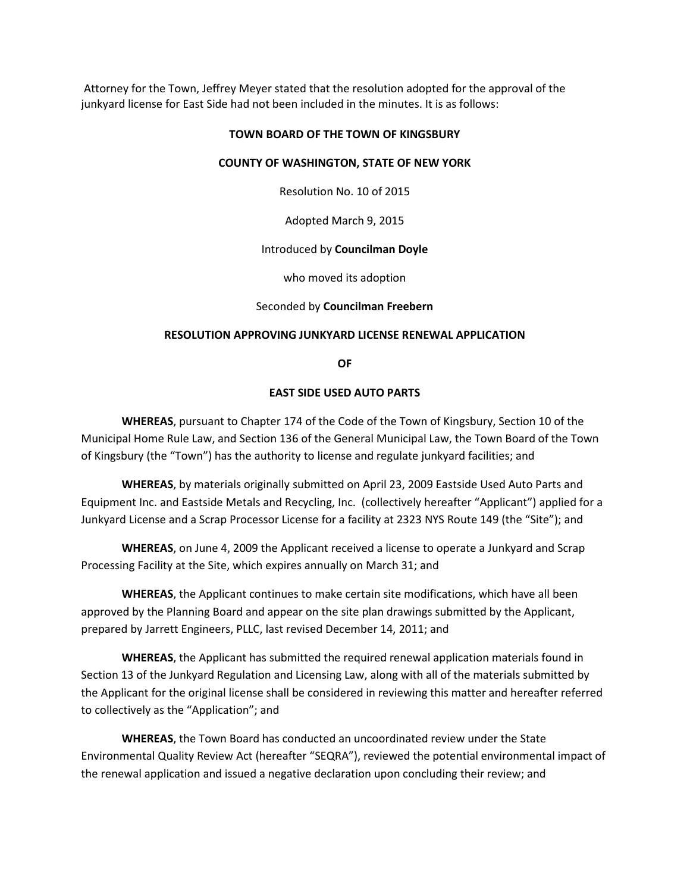Attorney for the Town, Jeffrey Meyer stated that the resolution adopted for the approval of the junkyard license for East Side had not been included in the minutes. It is as follows:

**TOWN BOARD OF THE TOWN OF KINGSBURY**

**COUNTY OF WASHINGTON, STATE OF NEW YORK**

Resolution No. 10 of 2015

Adopted March 9, 2015

Introduced by **Councilman Doyle**

who moved its adoption

Seconded by **Councilman Freebern**

**RESOLUTION APPROVING JUNKYARD LICENSE RENEWAL APPLICATION**

**OF**

**EAST SIDE USED AUTO PARTS**

**WHEREAS**, pursuant to Chapter 174 of the Code of the Town of Kingsbury, Section 10 of the Municipal Home Rule Law, and Section 136 of the General Municipal Law, the Town Board of the Town of Kingsbury (the "Town") has the authority to license and regulate junkyard facilities; and

**WHEREAS**, by materials originally submitted on April 23, 2009 Eastside Used Auto Parts and Equipment Inc. and Eastside Metals and Recycling, Inc. (collectively hereafter "Applicant") applied for a Junkyard License and a Scrap Processor License for a facility at 2323 NYS Route 149 (the "Site"); and

**WHEREAS**, on June 4, 2009 the Applicant received a license to operate a Junkyard and Scrap Processing Facility at the Site, which expires annually on March 31; and

**WHEREAS**, the Applicant continues to make certain site modifications, which have all been approved by the Planning Board and appear on the site plan drawings submitted by the Applicant, prepared by Jarrett Engineers, PLLC, last revised December 14, 2011; and

**WHEREAS**, the Applicant has submitted the required renewal application materials found in Section 13 of the Junkyard Regulation and Licensing Law, along with all of the materials submitted by the Applicant for the original license shall be considered in reviewing this matter and hereafter referred to collectively as the "Application"; and

**WHEREAS**, the Town Board has conducted an uncoordinated review under the State Environmental Quality Review Act (hereafter "SEQRA"), reviewed the potential environmental impact of the renewal application and issued a negative declaration upon concluding their review; and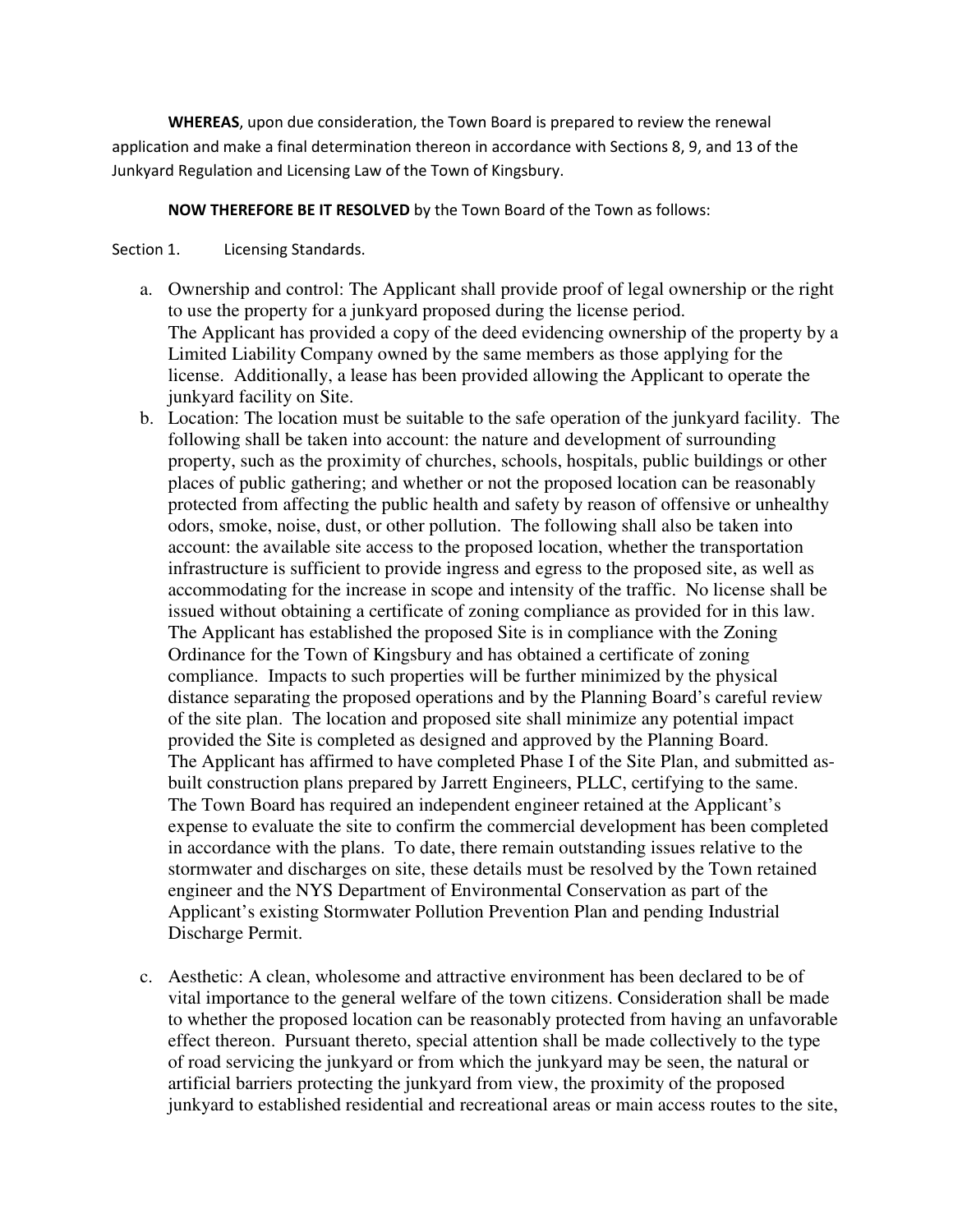**WHEREAS**, upon due consideration, the Town Board is prepared to review the renewal application and make a final determination thereon in accordance with Sections 8, 9, and 13 of the Junkyard Regulation and Licensing Law of the Town of Kingsbury.

**NOW THEREFORE BE IT RESOLVED** by the Town Board of the Town as follows:

Section 1. Licensing Standards.

a. Ownership and control: The Applicant shall provide proof of legal ownership or the right to use the property for a junkyard proposed during the license period.
   The Applicant has provided a copy of the deed evidencing ownership of the property by a Limited Liability Company owned by the same members as those applying for the license. Additionally, a lease has been provided allowing the Applicant to operate the junkyard facility on Site.

b. Location: The location must be suitable to the safe operation of the junkyard facility. The following shall be taken into account: the nature and development of surrounding property, such as the proximity of churches, schools, hospitals, public buildings or other places of public gathering; and whether or not the proposed location can be reasonably protected from affecting the public health and safety by reason of offensive or unhealthy odors, smoke, noise, dust, or other pollution. The following shall also be taken into account: the available site access to the proposed location, whether the transportation infrastructure is sufficient to provide ingress and egress to the proposed site, as well as accommodating for the increase in scope and intensity of the traffic. No license shall be issued without obtaining a certificate of zoning compliance as provided for in this law.
   The Applicant has established the proposed Site is in compliance with the Zoning Ordinance for the Town of Kingsbury and has obtained a certificate of zoning compliance. Impacts to such properties will be further minimized by the physical distance separating the proposed operations and by the Planning Board's careful review of the site plan. The location and proposed site shall minimize any potential impact provided the Site is completed as designed and approved by the Planning Board.
   The Applicant has affirmed to have completed Phase I of the Site Plan, and submitted as-built construction plans prepared by Jarrett Engineers, PLLC, certifying to the same.
   The Town Board has required an independent engineer retained at the Applicant's expense to evaluate the site to confirm the commercial development has been completed in accordance with the plans. To date, there remain outstanding issues relative to the stormwater and discharges on site, these details must be resolved by the Town retained engineer and the NYS Department of Environmental Conservation as part of the Applicant's existing Stormwater Pollution Prevention Plan and pending Industrial Discharge Permit.

c. Aesthetic: A clean, wholesome and attractive environment has been declared to be of vital importance to the general welfare of the town citizens. Consideration shall be made to whether the proposed location can be reasonably protected from having an unfavorable effect thereon. Pursuant thereto, special attention shall be made collectively to the type of road servicing the junkyard or from which the junkyard may be seen, the natural or artificial barriers protecting the junkyard from view, the proximity of the proposed junkyard to established residential and recreational areas or main access routes to the site,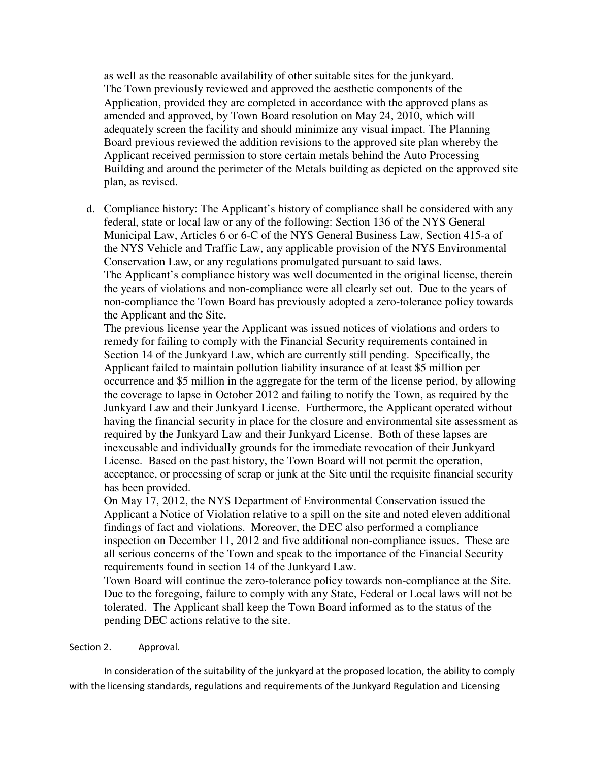as well as the reasonable availability of other suitable sites for the junkyard.
The Town previously reviewed and approved the aesthetic components of the Application, provided they are completed in accordance with the approved plans as amended and approved, by Town Board resolution on May 24, 2010, which will adequately screen the facility and should minimize any visual impact. The Planning Board previous reviewed the addition revisions to the approved site plan whereby the Applicant received permission to store certain metals behind the Auto Processing Building and around the perimeter of the Metals building as depicted on the approved site plan, as revised.

d. Compliance history: The Applicant's history of compliance shall be considered with any federal, state or local law or any of the following: Section 136 of the NYS General Municipal Law, Articles 6 or 6-C of the NYS General Business Law, Section 415-a of the NYS Vehicle and Traffic Law, any applicable provision of the NYS Environmental Conservation Law, or any regulations promulgated pursuant to said laws.
The Applicant's compliance history was well documented in the original license, therein the years of violations and non-compliance were all clearly set out. Due to the years of non-compliance the Town Board has previously adopted a zero-tolerance policy towards the Applicant and the Site.
The previous license year the Applicant was issued notices of violations and orders to remedy for failing to comply with the Financial Security requirements contained in Section 14 of the Junkyard Law, which are currently still pending. Specifically, the Applicant failed to maintain pollution liability insurance of at least $5 million per occurrence and $5 million in the aggregate for the term of the license period, by allowing the coverage to lapse in October 2012 and failing to notify the Town, as required by the Junkyard Law and their Junkyard License. Furthermore, the Applicant operated without having the financial security in place for the closure and environmental site assessment as required by the Junkyard Law and their Junkyard License. Both of these lapses are inexcusable and individually grounds for the immediate revocation of their Junkyard License. Based on the past history, the Town Board will not permit the operation, acceptance, or processing of scrap or junk at the Site until the requisite financial security has been provided.
On May 17, 2012, the NYS Department of Environmental Conservation issued the Applicant a Notice of Violation relative to a spill on the site and noted eleven additional findings of fact and violations. Moreover, the DEC also performed a compliance inspection on December 11, 2012 and five additional non-compliance issues. These are all serious concerns of the Town and speak to the importance of the Financial Security requirements found in section 14 of the Junkyard Law.
Town Board will continue the zero-tolerance policy towards non-compliance at the Site. Due to the foregoing, failure to comply with any State, Federal or Local laws will not be tolerated. The Applicant shall keep the Town Board informed as to the status of the pending DEC actions relative to the site.

Section 2. Approval.

In consideration of the suitability of the junkyard at the proposed location, the ability to comply with the licensing standards, regulations and requirements of the Junkyard Regulation and Licensing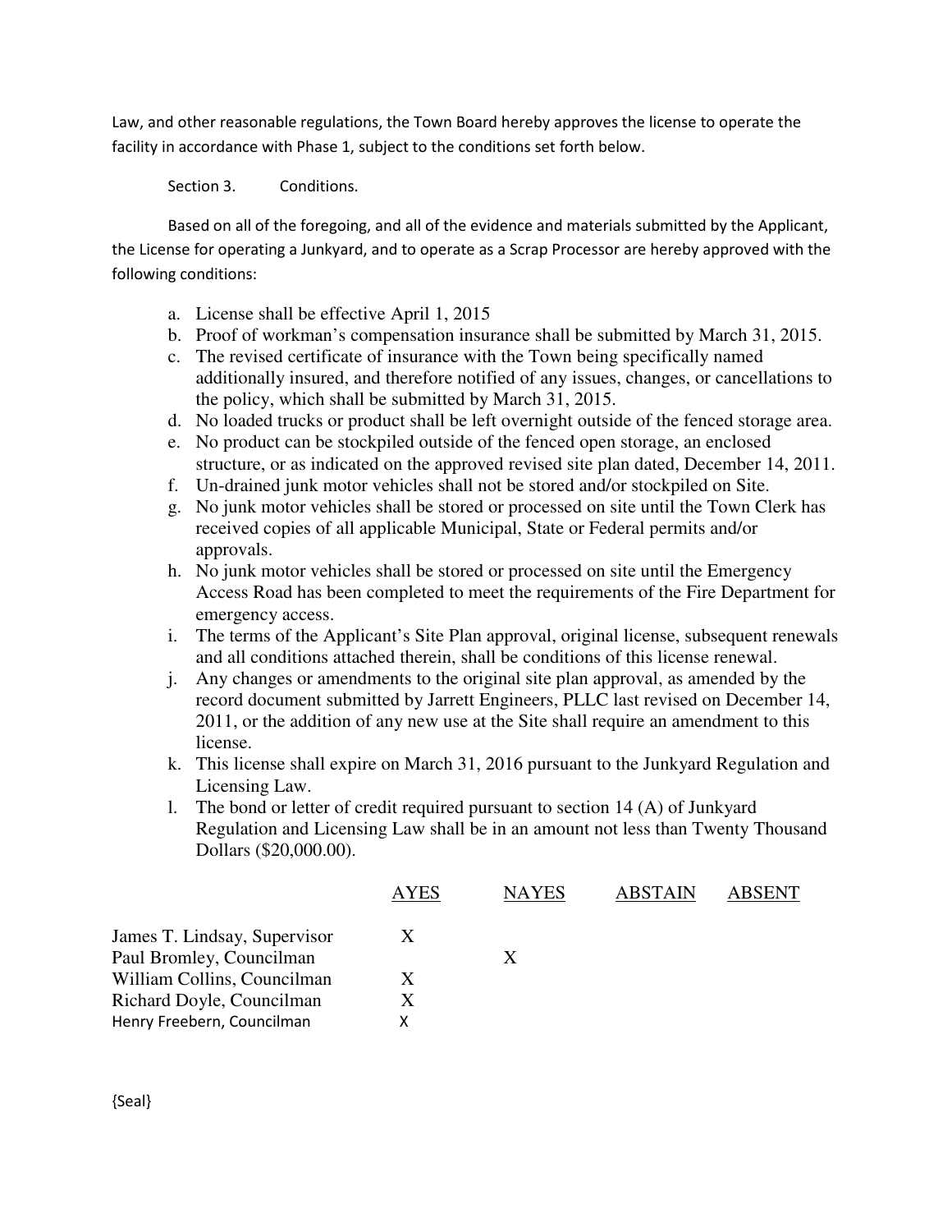Law, and other reasonable regulations, the Town Board hereby approves the license to operate the facility in accordance with Phase 1, subject to the conditions set forth below.

Section 3. Conditions.

Based on all of the foregoing, and all of the evidence and materials submitted by the Applicant, the License for operating a Junkyard, and to operate as a Scrap Processor are hereby approved with the following conditions:

a. License shall be effective April 1, 2015
b. Proof of workman's compensation insurance shall be submitted by March 31, 2015.
c. The revised certificate of insurance with the Town being specifically named additionally insured, and therefore notified of any issues, changes, or cancellations to the policy, which shall be submitted by March 31, 2015.
d. No loaded trucks or product shall be left overnight outside of the fenced storage area.
e. No product can be stockpiled outside of the fenced open storage, an enclosed structure, or as indicated on the approved revised site plan dated, December 14, 2011.
f. Un-drained junk motor vehicles shall not be stored and/or stockpiled on Site.
g. No junk motor vehicles shall be stored or processed on site until the Town Clerk has received copies of all applicable Municipal, State or Federal permits and/or approvals.
h. No junk motor vehicles shall be stored or processed on site until the Emergency Access Road has been completed to meet the requirements of the Fire Department for emergency access.
i. The terms of the Applicant's Site Plan approval, original license, subsequent renewals and all conditions attached therein, shall be conditions of this license renewal.
j. Any changes or amendments to the original site plan approval, as amended by the record document submitted by Jarrett Engineers, PLLC last revised on December 14, 2011, or the addition of any new use at the Site shall require an amendment to this license.
k. This license shall expire on March 31, 2016 pursuant to the Junkyard Regulation and Licensing Law.
l. The bond or letter of credit required pursuant to section 14 (A) of Junkyard Regulation and Licensing Law shall be in an amount not less than Twenty Thousand Dollars ($20,000.00).

| | AYES | NAYES | ABSTAIN | ABSENT |
|---|---|---|---|---|
| James T. Lindsay, Supervisor | X | | | |
| Paul Bromley, Councilman | | X | | |
| William Collins, Councilman | X | | | |
| Richard Doyle, Councilman | X | | | |
| Henry Freebern, Councilman | X | | | |

{Seal}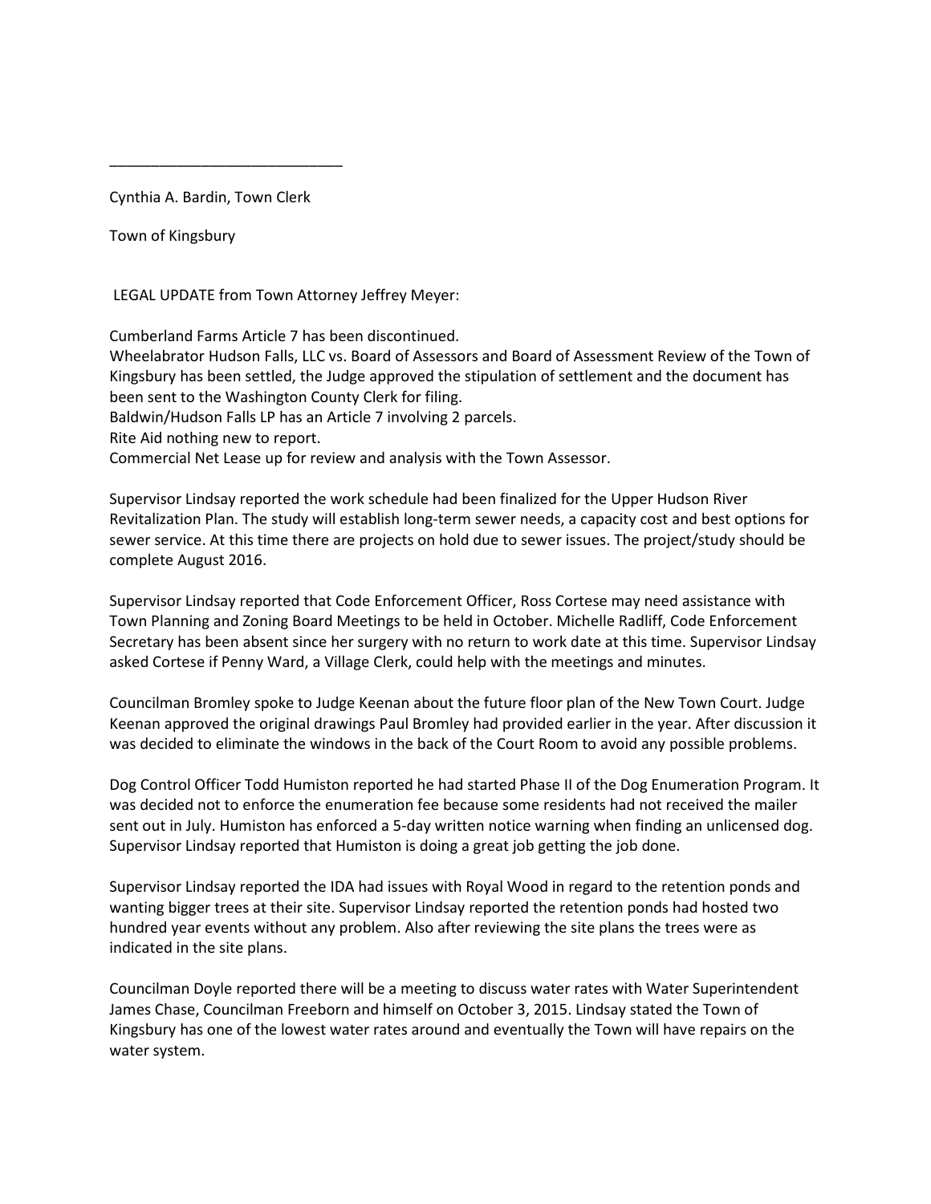\_\_\_\_\_\_\_\_\_\_\_\_\_\_\_\_\_\_\_\_\_\_\_\_\_\_\_\_

Cynthia A. Bardin, Town Clerk

Town of Kingsbury

LEGAL UPDATE from Town Attorney Jeffrey Meyer:

Cumberland Farms Article 7 has been discontinued.
Wheelabrator Hudson Falls, LLC vs. Board of Assessors and Board of Assessment Review of the Town of Kingsbury has been settled, the Judge approved the stipulation of settlement and the document has been sent to the Washington County Clerk for filing.
Baldwin/Hudson Falls LP has an Article 7 involving 2 parcels.
Rite Aid nothing new to report.
Commercial Net Lease up for review and analysis with the Town Assessor.

Supervisor Lindsay reported the work schedule had been finalized for the Upper Hudson River Revitalization Plan. The study will establish long-term sewer needs, a capacity cost and best options for sewer service. At this time there are projects on hold due to sewer issues. The project/study should be complete August 2016.

Supervisor Lindsay reported that Code Enforcement Officer, Ross Cortese may need assistance with Town Planning and Zoning Board Meetings to be held in October. Michelle Radliff, Code Enforcement Secretary has been absent since her surgery with no return to work date at this time. Supervisor Lindsay asked Cortese if Penny Ward, a Village Clerk, could help with the meetings and minutes.

Councilman Bromley spoke to Judge Keenan about the future floor plan of the New Town Court. Judge Keenan approved the original drawings Paul Bromley had provided earlier in the year. After discussion it was decided to eliminate the windows in the back of the Court Room to avoid any possible problems.

Dog Control Officer Todd Humiston reported he had started Phase II of the Dog Enumeration Program. It was decided not to enforce the enumeration fee because some residents had not received the mailer sent out in July. Humiston has enforced a 5-day written notice warning when finding an unlicensed dog. Supervisor Lindsay reported that Humiston is doing a great job getting the job done.

Supervisor Lindsay reported the IDA had issues with Royal Wood in regard to the retention ponds and wanting bigger trees at their site. Supervisor Lindsay reported the retention ponds had hosted two hundred year events without any problem. Also after reviewing the site plans the trees were as indicated in the site plans.

Councilman Doyle reported there will be a meeting to discuss water rates with Water Superintendent James Chase, Councilman Freeborn and himself on October 3, 2015. Lindsay stated the Town of Kingsbury has one of the lowest water rates around and eventually the Town will have repairs on the water system.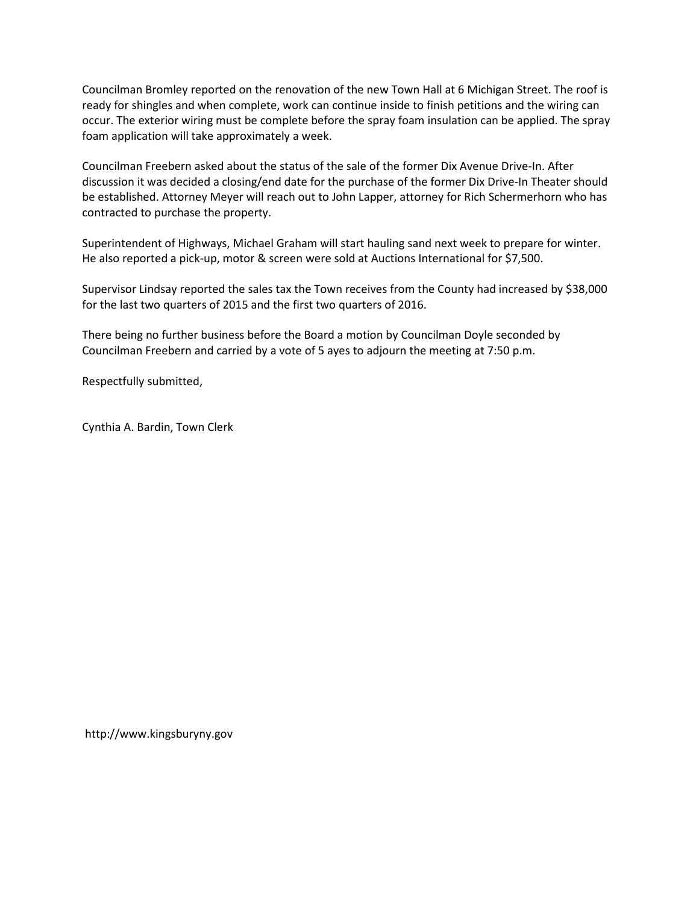Councilman Bromley reported on the renovation of the new Town Hall at 6 Michigan Street. The roof is ready for shingles and when complete, work can continue inside to finish petitions and the wiring can occur. The exterior wiring must be complete before the spray foam insulation can be applied. The spray foam application will take approximately a week.

Councilman Freebern asked about the status of the sale of the former Dix Avenue Drive-In. After discussion it was decided a closing/end date for the purchase of the former Dix Drive-In Theater should be established. Attorney Meyer will reach out to John Lapper, attorney for Rich Schermerhorn who has contracted to purchase the property.

Superintendent of Highways, Michael Graham will start hauling sand next week to prepare for winter. He also reported a pick-up, motor & screen were sold at Auctions International for $7,500.

Supervisor Lindsay reported the sales tax the Town receives from the County had increased by $38,000 for the last two quarters of 2015 and the first two quarters of 2016.

There being no further business before the Board a motion by Councilman Doyle seconded by Councilman Freebern and carried by a vote of 5 ayes to adjourn the meeting at 7:50 p.m.

Respectfully submitted,

Cynthia A. Bardin, Town Clerk

http://www.kingsburyny.gov